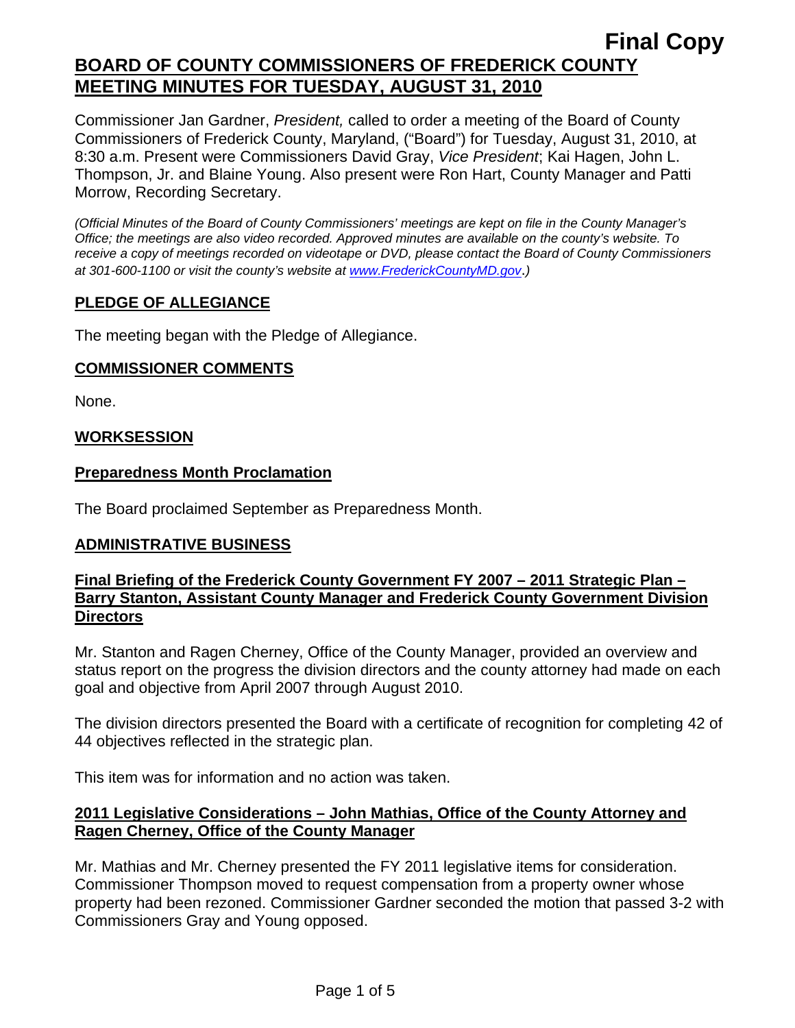**Final Copy**

# BOARD OF COUNTY COMMISSIONERS OF FREDERICK COUNTY MEETING MINUTES FOR TUESDAY, AUGUST 31, 2010

Commissioner Jan Gardner, *President,* called to order a meeting of the Board of County Commissioners of Frederick County, Maryland, ("Board") for Tuesday, August 31, 2010, at 8:30 a.m. Present were Commissioners David Gray, *Vice President*; Kai Hagen, John L. Thompson, Jr. and Blaine Young. Also present were Ron Hart, County Manager and Patti Morrow, Recording Secretary.

*(Official Minutes of the Board of County Commissioners' meetings are kept on file in the County Manager's Office; the meetings are also video recorded. Approved minutes are available on the county's website. To receive a copy of meetings recorded on videotape or DVD, please contact the Board of County Commissioners at 301-600-1100 or visit the county's website at [www.FrederickCountyMD.gov](http://www.FrederickCountyMD.gov).)*

## PLEDGE OF ALLEGIANCE

The meeting began with the Pledge of Allegiance.

## COMMISSIONER COMMENTS

None.

## WORKSESSION

### Preparedness Month Proclamation

The Board proclaimed September as Preparedness Month.

## ADMINISTRATIVE BUSINESS

### Final Briefing of the Frederick County Government FY 2007 – 2011 Strategic Plan – Barry Stanton, Assistant County Manager and Frederick County Government Division Directors

Mr. Stanton and Ragen Cherney, Office of the County Manager, provided an overview and status report on the progress the division directors and the county attorney had made on each goal and objective from April 2007 through August 2010.

The division directors presented the Board with a certificate of recognition for completing 42 of 44 objectives reflected in the strategic plan.

This item was for information and no action was taken.

### 2011 Legislative Considerations – John Mathias, Office of the County Attorney and Ragen Cherney, Office of the County Manager

Mr. Mathias and Mr. Cherney presented the FY 2011 legislative items for consideration. Commissioner Thompson moved to request compensation from a property owner whose property had been rezoned. Commissioner Gardner seconded the motion that passed 3-2 with Commissioners Gray and Young opposed.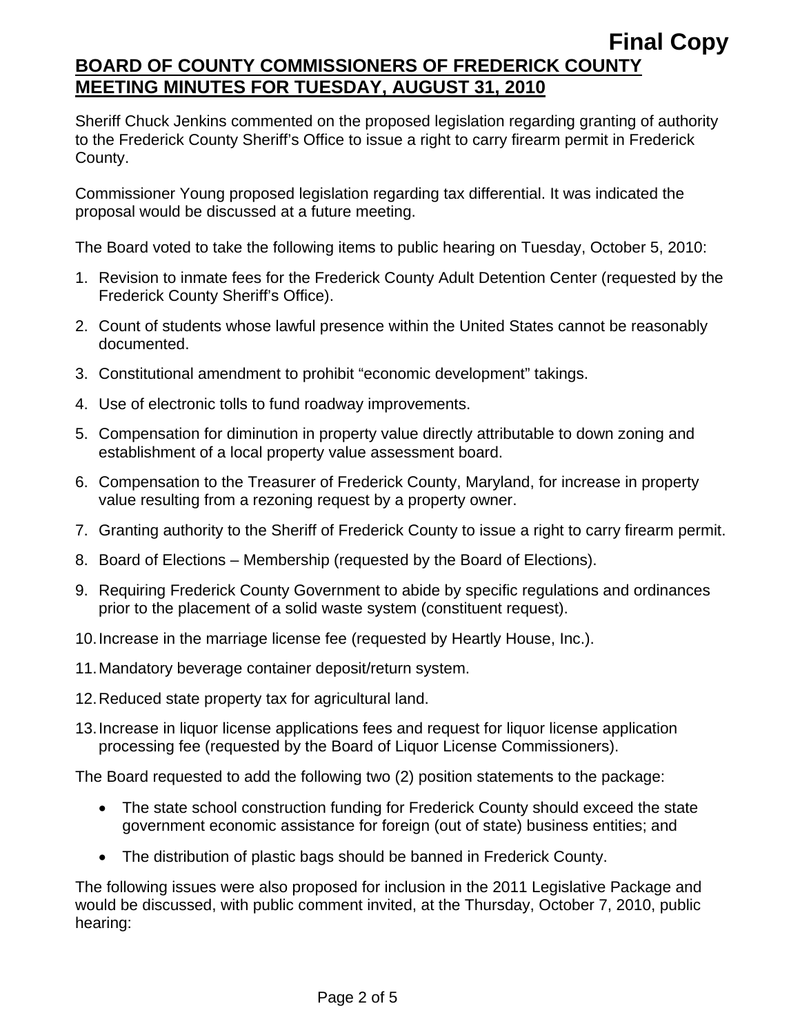Sheriff Chuck Jenkins commented on the proposed legislation regarding granting of authority to the Frederick County Sheriff's Office to issue a right to carry firearm permit in Frederick County.

Commissioner Young proposed legislation regarding tax differential. It was indicated the proposal would be discussed at a future meeting.

The Board voted to take the following items to public hearing on Tuesday, October 5, 2010:

1. Revision to inmate fees for the Frederick County Adult Detention Center (requested by the Frederick County Sheriff's Office).
2. Count of students whose lawful presence within the United States cannot be reasonably documented.
3. Constitutional amendment to prohibit "economic development" takings.
4. Use of electronic tolls to fund roadway improvements.
5. Compensation for diminution in property value directly attributable to down zoning and establishment of a local property value assessment board.
6. Compensation to the Treasurer of Frederick County, Maryland, for increase in property value resulting from a rezoning request by a property owner.
7. Granting authority to the Sheriff of Frederick County to issue a right to carry firearm permit.
8. Board of Elections – Membership (requested by the Board of Elections).
9. Requiring Frederick County Government to abide by specific regulations and ordinances prior to the placement of a solid waste system (constituent request).
10. Increase in the marriage license fee (requested by Heartly House, Inc.).
11. Mandatory beverage container deposit/return system.
12. Reduced state property tax for agricultural land.
13. Increase in liquor license applications fees and request for liquor license application processing fee (requested by the Board of Liquor License Commissioners).

The Board requested to add the following two (2) position statements to the package:

- The state school construction funding for Frederick County should exceed the state government economic assistance for foreign (out of state) business entities; and
- The distribution of plastic bags should be banned in Frederick County.

The following issues were also proposed for inclusion in the 2011 Legislative Package and would be discussed, with public comment invited, at the Thursday, October 7, 2010, public hearing: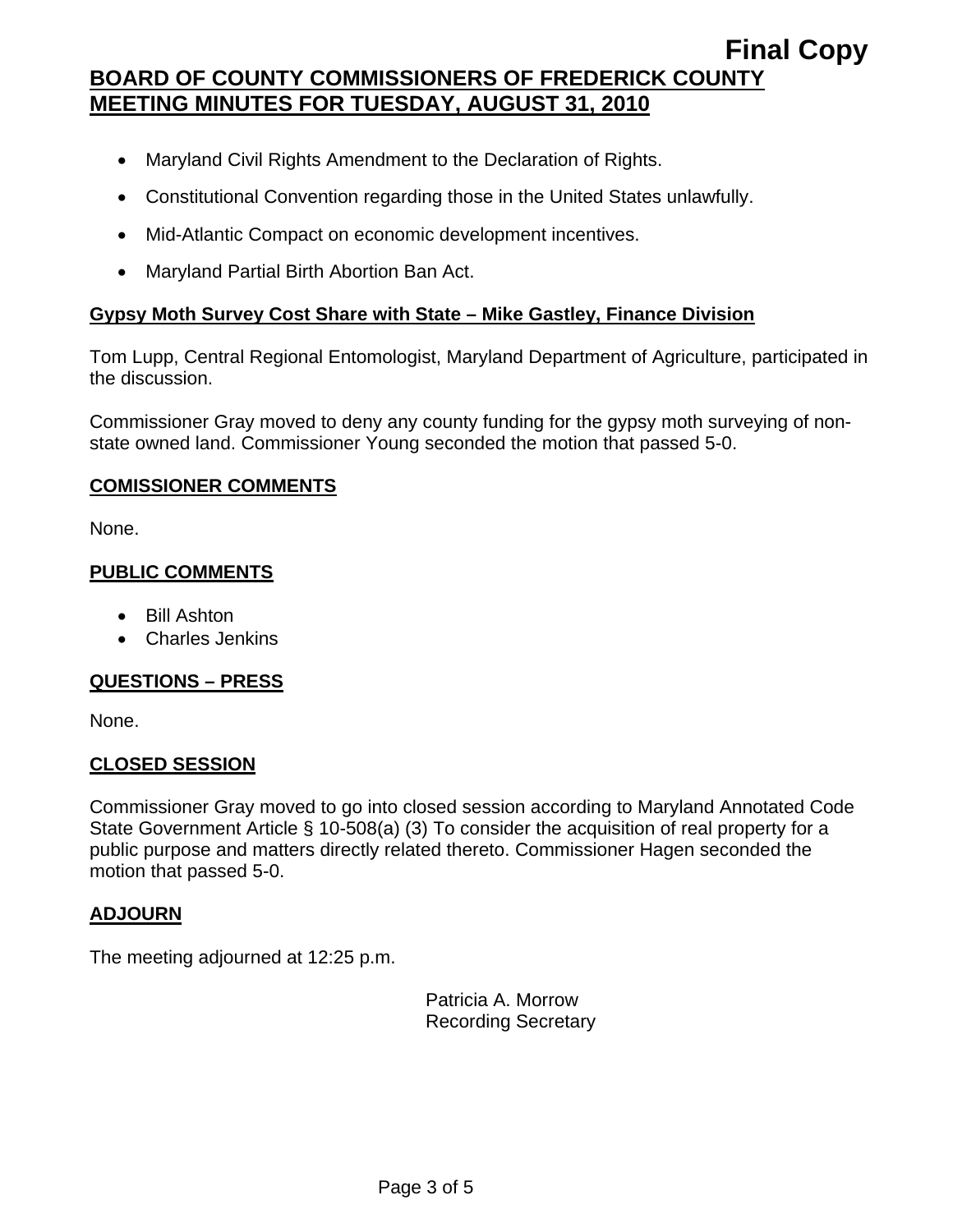- Maryland Civil Rights Amendment to the Declaration of Rights.
- Constitutional Convention regarding those in the United States unlawfully.
- Mid-Atlantic Compact on economic development incentives.
- Maryland Partial Birth Abortion Ban Act.

**Gypsy Moth Survey Cost Share with State – Mike Gastley, Finance Division**

Tom Lupp, Central Regional Entomologist, Maryland Department of Agriculture, participated in the discussion.

Commissioner Gray moved to deny any county funding for the gypsy moth surveying of non-state owned land. Commissioner Young seconded the motion that passed 5-0.

**COMISSIONER COMMENTS**

None.

**PUBLIC COMMENTS**

- Bill Ashton
- Charles Jenkins

**QUESTIONS – PRESS**

None.

**CLOSED SESSION**

Commissioner Gray moved to go into closed session according to Maryland Annotated Code State Government Article § 10-508(a) (3) To consider the acquisition of real property for a public purpose and matters directly related thereto. Commissioner Hagen seconded the motion that passed 5-0.

**ADJOURN**

The meeting adjourned at 12:25 p.m.

Patricia A. Morrow
Recording Secretary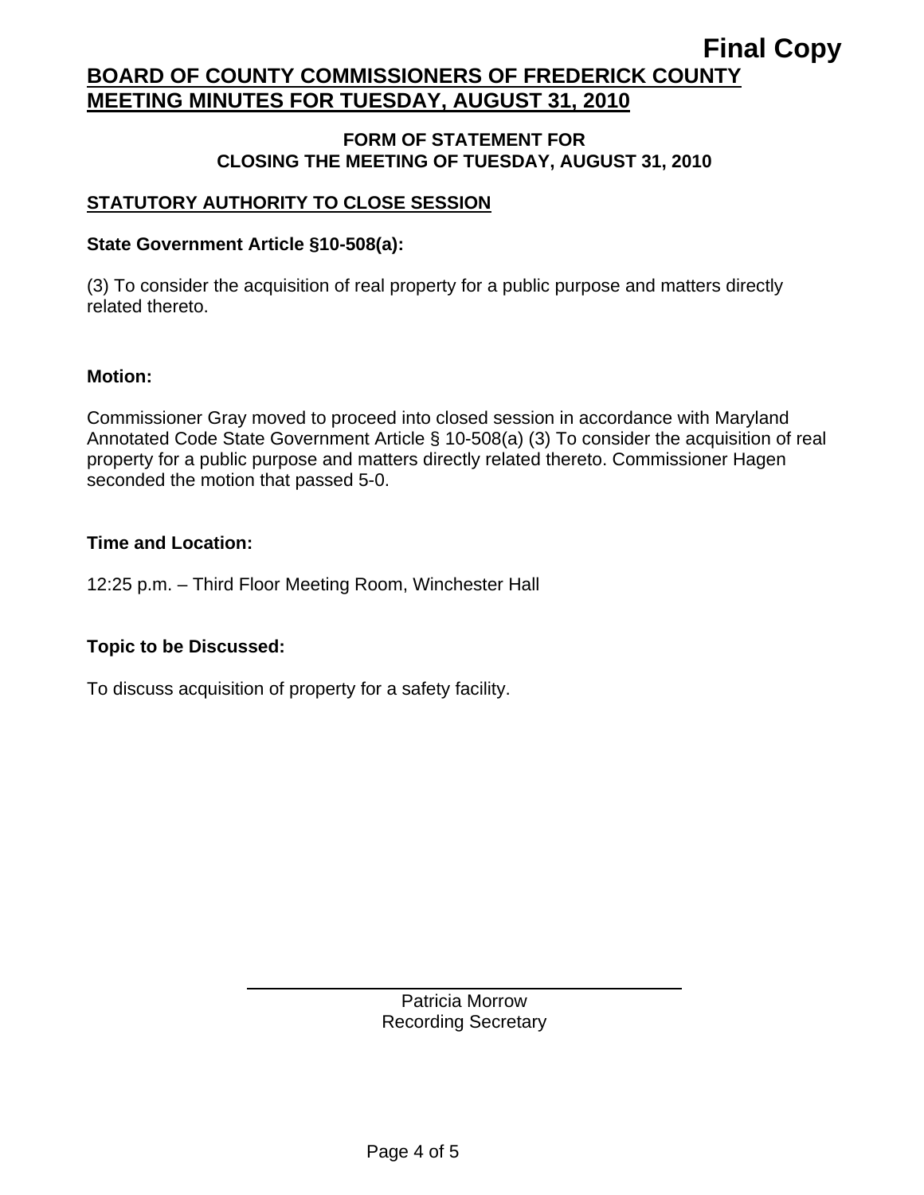**Final Copy**

# BOARD OF COUNTY COMMISSIONERS OF FREDERICK COUNTY
# MEETING MINUTES FOR TUESDAY, AUGUST 31, 2010

## FORM OF STATEMENT FOR CLOSING THE MEETING OF TUESDAY, AUGUST 31, 2010

### STATUTORY AUTHORITY TO CLOSE SESSION

**State Government Article §10-508(a):**

(3) To consider the acquisition of real property for a public purpose and matters directly related thereto.

**Motion:**

Commissioner Gray moved to proceed into closed session in accordance with Maryland Annotated Code State Government Article § 10-508(a) (3) To consider the acquisition of real property for a public purpose and matters directly related thereto. Commissioner Hagen seconded the motion that passed 5-0.

**Time and Location:**

12:25 p.m. – Third Floor Meeting Room, Winchester Hall

**Topic to be Discussed:**

To discuss acquisition of property for a safety facility.

Patricia Morrow
Recording Secretary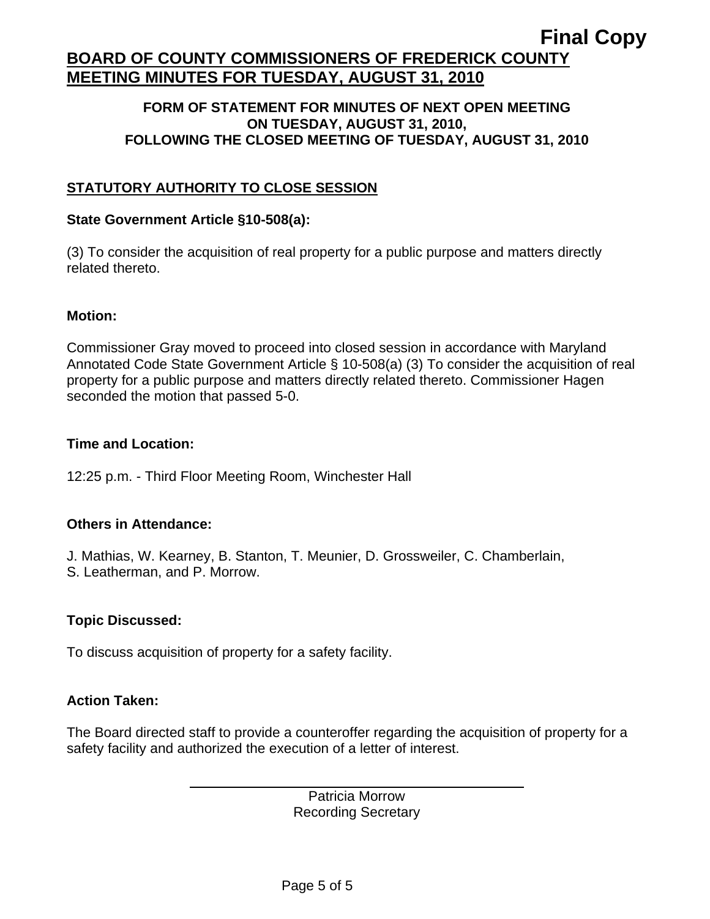**Final Copy**

# BOARD OF COUNTY COMMISSIONERS OF FREDERICK COUNTY MEETING MINUTES FOR TUESDAY, AUGUST 31, 2010

**FORM OF STATEMENT FOR MINUTES OF NEXT OPEN MEETING ON TUESDAY, AUGUST 31, 2010, FOLLOWING THE CLOSED MEETING OF TUESDAY, AUGUST 31, 2010**

## STATUTORY AUTHORITY TO CLOSE SESSION

**State Government Article §10-508(a):**

(3) To consider the acquisition of real property for a public purpose and matters directly related thereto.

**Motion:**

Commissioner Gray moved to proceed into closed session in accordance with Maryland Annotated Code State Government Article § 10-508(a) (3) To consider the acquisition of real property for a public purpose and matters directly related thereto. Commissioner Hagen seconded the motion that passed 5-0.

**Time and Location:**

12:25 p.m. - Third Floor Meeting Room, Winchester Hall

**Others in Attendance:**

J. Mathias, W. Kearney, B. Stanton, T. Meunier, D. Grossweiler, C. Chamberlain, S. Leatherman, and P. Morrow.

**Topic Discussed:**

To discuss acquisition of property for a safety facility.

**Action Taken:**

The Board directed staff to provide a counteroffer regarding the acquisition of property for a safety facility and authorized the execution of a letter of interest.

Patricia Morrow
Recording Secretary